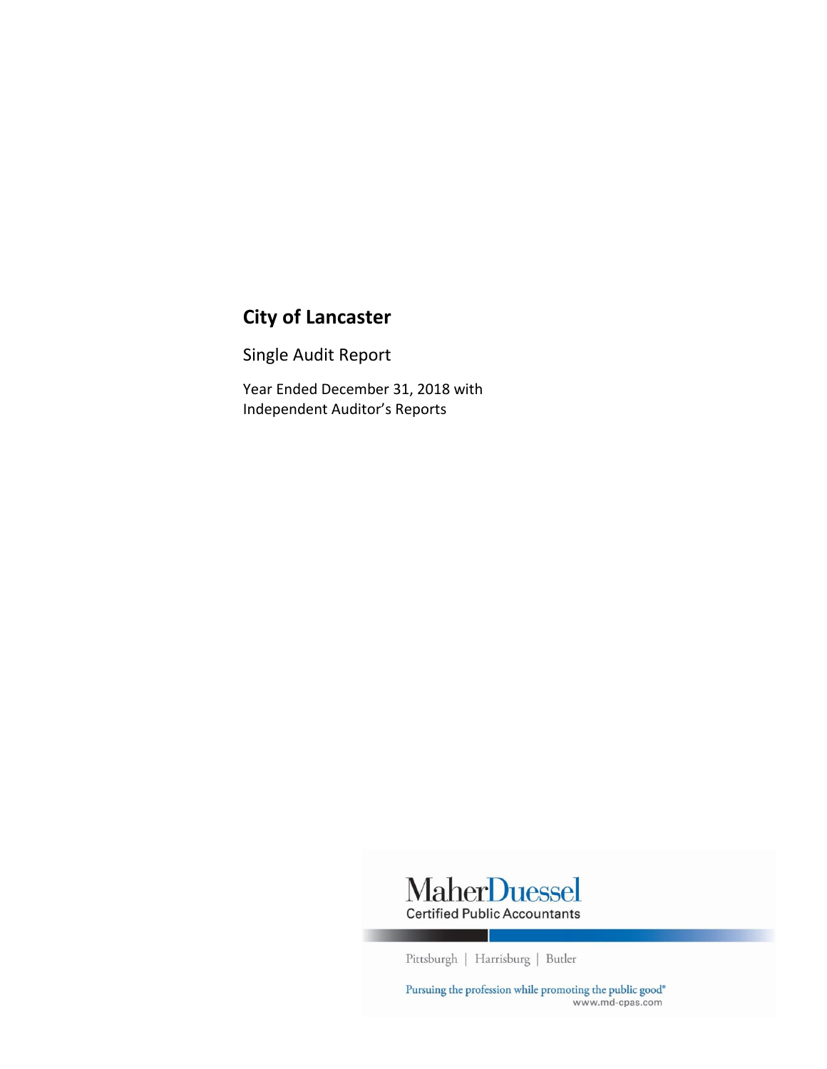# City of Lancaster

Single Audit Report

Year Ended December 31, 2018 with Independent Auditor's Reports

MaherDuessel
Certified Public Accountants

Pittsburgh | Harrisburg | Butler

Pursuing the profession while promoting the public good®
www.md-cpas.com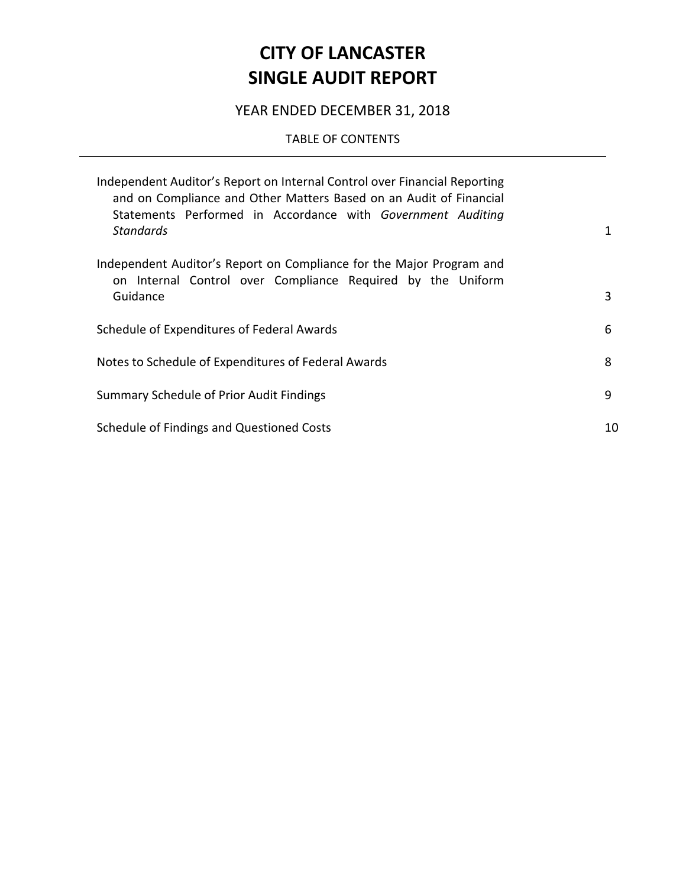# CITY OF LANCASTER
# SINGLE AUDIT REPORT

YEAR ENDED DECEMBER 31, 2018

TABLE OF CONTENTS

| | |
|---|---|
| Independent Auditor's Report on Internal Control over Financial Reporting and on Compliance and Other Matters Based on an Audit of Financial Statements Performed in Accordance with *Government Auditing Standards* | 1 |
| Independent Auditor's Report on Compliance for the Major Program and on Internal Control over Compliance Required by the Uniform Guidance | 3 |
| Schedule of Expenditures of Federal Awards | 6 |
| Notes to Schedule of Expenditures of Federal Awards | 8 |
| Summary Schedule of Prior Audit Findings | 9 |
| Schedule of Findings and Questioned Costs | 10 |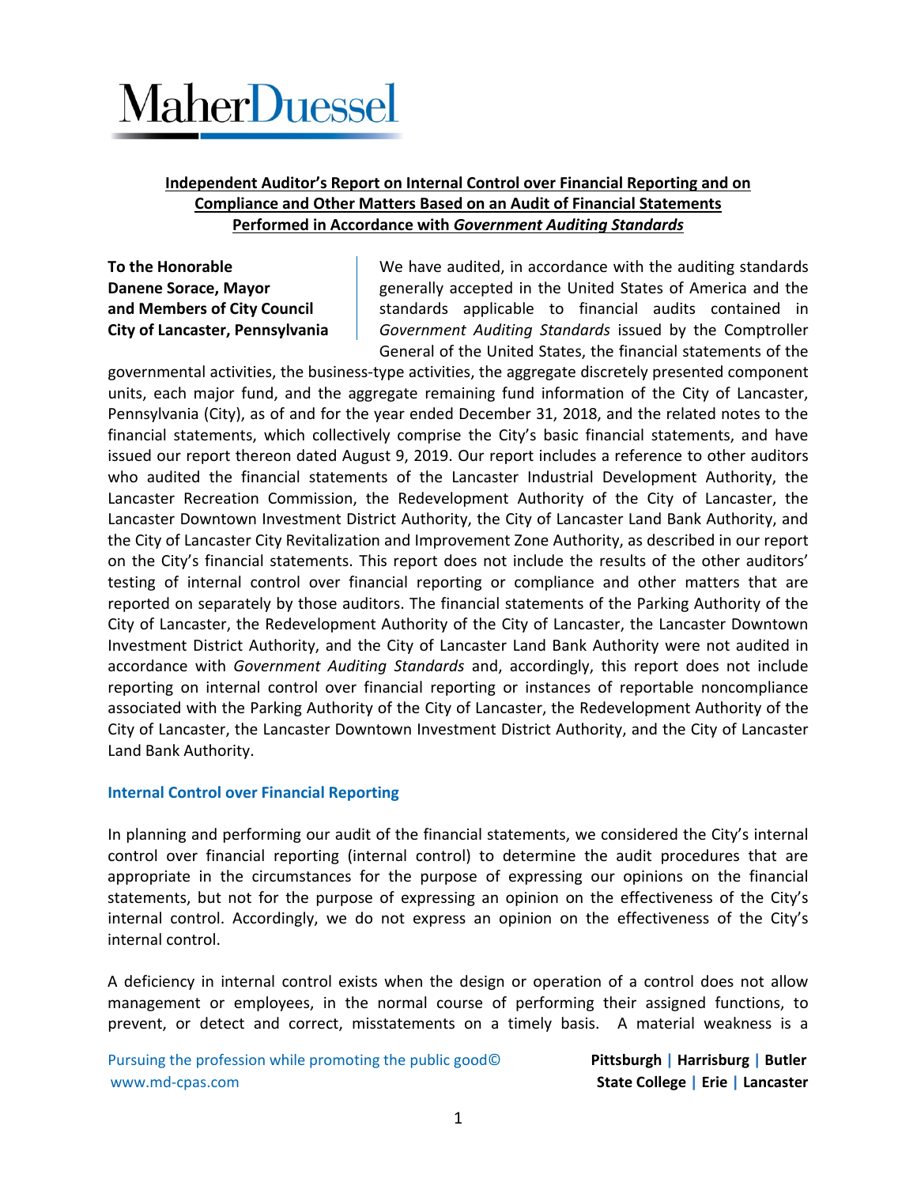MaherDuessel

**Independent Auditor's Report on Internal Control over Financial Reporting and on Compliance and Other Matters Based on an Audit of Financial Statements Performed in Accordance with *Government Auditing Standards***

**To the Honorable**
**Danene Sorace, Mayor**
**and Members of City Council**
**City of Lancaster, Pennsylvania**

We have audited, in accordance with the auditing standards generally accepted in the United States of America and the standards applicable to financial audits contained in *Government Auditing Standards* issued by the Comptroller General of the United States, the financial statements of the governmental activities, the business-type activities, the aggregate discretely presented component units, each major fund, and the aggregate remaining fund information of the City of Lancaster, Pennsylvania (City), as of and for the year ended December 31, 2018, and the related notes to the financial statements, which collectively comprise the City's basic financial statements, and have issued our report thereon dated August 9, 2019. Our report includes a reference to other auditors who audited the financial statements of the Lancaster Industrial Development Authority, the Lancaster Recreation Commission, the Redevelopment Authority of the City of Lancaster, the Lancaster Downtown Investment District Authority, the City of Lancaster Land Bank Authority, and the City of Lancaster City Revitalization and Improvement Zone Authority, as described in our report on the City's financial statements. This report does not include the results of the other auditors' testing of internal control over financial reporting or compliance and other matters that are reported on separately by those auditors. The financial statements of the Parking Authority of the City of Lancaster, the Redevelopment Authority of the City of Lancaster, the Lancaster Downtown Investment District Authority, and the City of Lancaster Land Bank Authority were not audited in accordance with *Government Auditing Standards* and, accordingly, this report does not include reporting on internal control over financial reporting or instances of reportable noncompliance associated with the Parking Authority of the City of Lancaster, the Redevelopment Authority of the City of Lancaster, the Lancaster Downtown Investment District Authority, and the City of Lancaster Land Bank Authority.

## Internal Control over Financial Reporting

In planning and performing our audit of the financial statements, we considered the City's internal control over financial reporting (internal control) to determine the audit procedures that are appropriate in the circumstances for the purpose of expressing our opinions on the financial statements, but not for the purpose of expressing an opinion on the effectiveness of the City's internal control. Accordingly, we do not express an opinion on the effectiveness of the City's internal control.

A deficiency in internal control exists when the design or operation of a control does not allow management or employees, in the normal course of performing their assigned functions, to prevent, or detect and correct, misstatements on a timely basis. A material weakness is a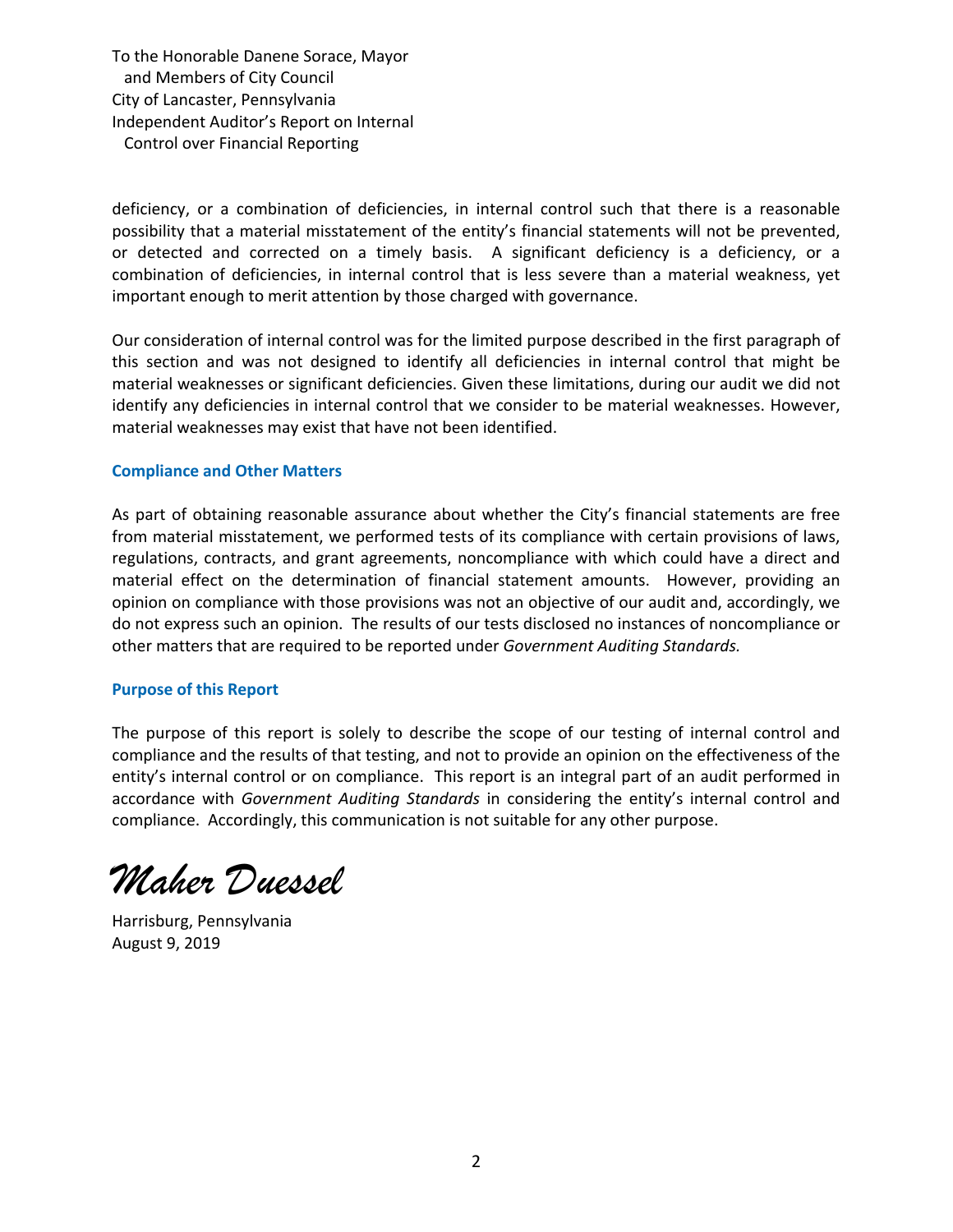deficiency, or a combination of deficiencies, in internal control such that there is a reasonable possibility that a material misstatement of the entity's financial statements will not be prevented, or detected and corrected on a timely basis. A significant deficiency is a deficiency, or a combination of deficiencies, in internal control that is less severe than a material weakness, yet important enough to merit attention by those charged with governance.

Our consideration of internal control was for the limited purpose described in the first paragraph of this section and was not designed to identify all deficiencies in internal control that might be material weaknesses or significant deficiencies. Given these limitations, during our audit we did not identify any deficiencies in internal control that we consider to be material weaknesses. However, material weaknesses may exist that have not been identified.

### Compliance and Other Matters

As part of obtaining reasonable assurance about whether the City's financial statements are free from material misstatement, we performed tests of its compliance with certain provisions of laws, regulations, contracts, and grant agreements, noncompliance with which could have a direct and material effect on the determination of financial statement amounts. However, providing an opinion on compliance with those provisions was not an objective of our audit and, accordingly, we do not express such an opinion. The results of our tests disclosed no instances of noncompliance or other matters that are required to be reported under *Government Auditing Standards.*

### Purpose of this Report

The purpose of this report is solely to describe the scope of our testing of internal control and compliance and the results of that testing, and not to provide an opinion on the effectiveness of the entity's internal control or on compliance. This report is an integral part of an audit performed in accordance with *Government Auditing Standards* in considering the entity's internal control and compliance. Accordingly, this communication is not suitable for any other purpose.

*Maher Duessel*

Harrisburg, Pennsylvania
August 9, 2019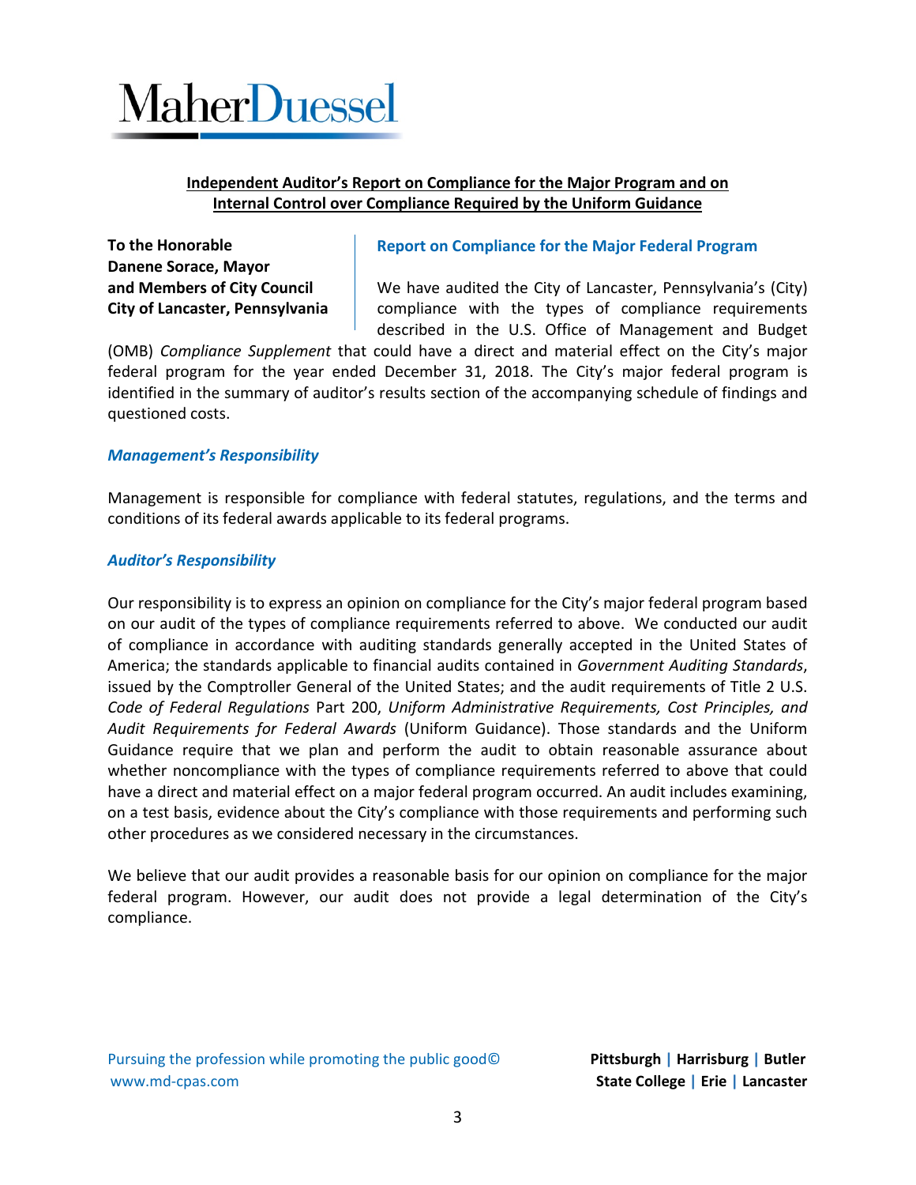MaherDuessel

## Independent Auditor's Report on Compliance for the Major Program and on Internal Control over Compliance Required by the Uniform Guidance

**To the Honorable**
**Danene Sorace, Mayor**
**and Members of City Council**
**City of Lancaster, Pennsylvania**

### Report on Compliance for the Major Federal Program

We have audited the City of Lancaster, Pennsylvania's (City) compliance with the types of compliance requirements described in the U.S. Office of Management and Budget (OMB) *Compliance Supplement* that could have a direct and material effect on the City's major federal program for the year ended December 31, 2018. The City's major federal program is identified in the summary of auditor's results section of the accompanying schedule of findings and questioned costs.

#### *Management's Responsibility*

Management is responsible for compliance with federal statutes, regulations, and the terms and conditions of its federal awards applicable to its federal programs.

#### *Auditor's Responsibility*

Our responsibility is to express an opinion on compliance for the City's major federal program based on our audit of the types of compliance requirements referred to above. We conducted our audit of compliance in accordance with auditing standards generally accepted in the United States of America; the standards applicable to financial audits contained in *Government Auditing Standards*, issued by the Comptroller General of the United States; and the audit requirements of Title 2 U.S. *Code of Federal Regulations* Part 200, *Uniform Administrative Requirements, Cost Principles, and Audit Requirements for Federal Awards* (Uniform Guidance). Those standards and the Uniform Guidance require that we plan and perform the audit to obtain reasonable assurance about whether noncompliance with the types of compliance requirements referred to above that could have a direct and material effect on a major federal program occurred. An audit includes examining, on a test basis, evidence about the City's compliance with those requirements and performing such other procedures as we considered necessary in the circumstances.

We believe that our audit provides a reasonable basis for our opinion on compliance for the major federal program. However, our audit does not provide a legal determination of the City's compliance.

Pursuing the profession while promoting the public good©
www.md-cpas.com

**Pittsburgh | Harrisburg | Butler**
**State College | Erie | Lancaster**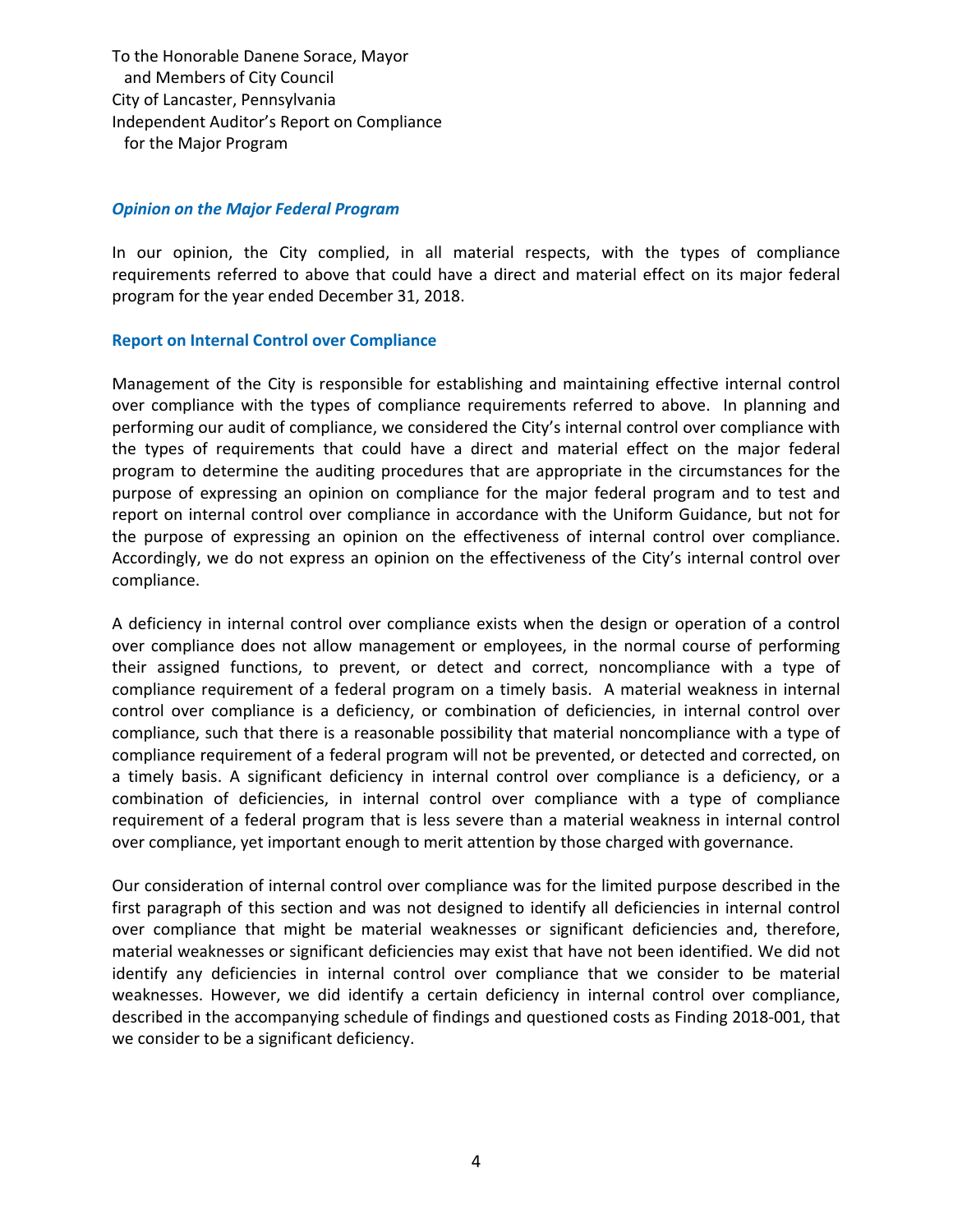To the Honorable Danene Sorace, Mayor
and Members of City Council
City of Lancaster, Pennsylvania
Independent Auditor's Report on Compliance
for the Major Program

***Opinion on the Major Federal Program***

In our opinion, the City complied, in all material respects, with the types of compliance requirements referred to above that could have a direct and material effect on its major federal program for the year ended December 31, 2018.

**Report on Internal Control over Compliance**

Management of the City is responsible for establishing and maintaining effective internal control over compliance with the types of compliance requirements referred to above. In planning and performing our audit of compliance, we considered the City's internal control over compliance with the types of requirements that could have a direct and material effect on the major federal program to determine the auditing procedures that are appropriate in the circumstances for the purpose of expressing an opinion on compliance for the major federal program and to test and report on internal control over compliance in accordance with the Uniform Guidance, but not for the purpose of expressing an opinion on the effectiveness of internal control over compliance. Accordingly, we do not express an opinion on the effectiveness of the City's internal control over compliance.

A deficiency in internal control over compliance exists when the design or operation of a control over compliance does not allow management or employees, in the normal course of performing their assigned functions, to prevent, or detect and correct, noncompliance with a type of compliance requirement of a federal program on a timely basis. A material weakness in internal control over compliance is a deficiency, or combination of deficiencies, in internal control over compliance, such that there is a reasonable possibility that material noncompliance with a type of compliance requirement of a federal program will not be prevented, or detected and corrected, on a timely basis. A significant deficiency in internal control over compliance is a deficiency, or a combination of deficiencies, in internal control over compliance with a type of compliance requirement of a federal program that is less severe than a material weakness in internal control over compliance, yet important enough to merit attention by those charged with governance.

Our consideration of internal control over compliance was for the limited purpose described in the first paragraph of this section and was not designed to identify all deficiencies in internal control over compliance that might be material weaknesses or significant deficiencies and, therefore, material weaknesses or significant deficiencies may exist that have not been identified. We did not identify any deficiencies in internal control over compliance that we consider to be material weaknesses. However, we did identify a certain deficiency in internal control over compliance, described in the accompanying schedule of findings and questioned costs as Finding 2018-001, that we consider to be a significant deficiency.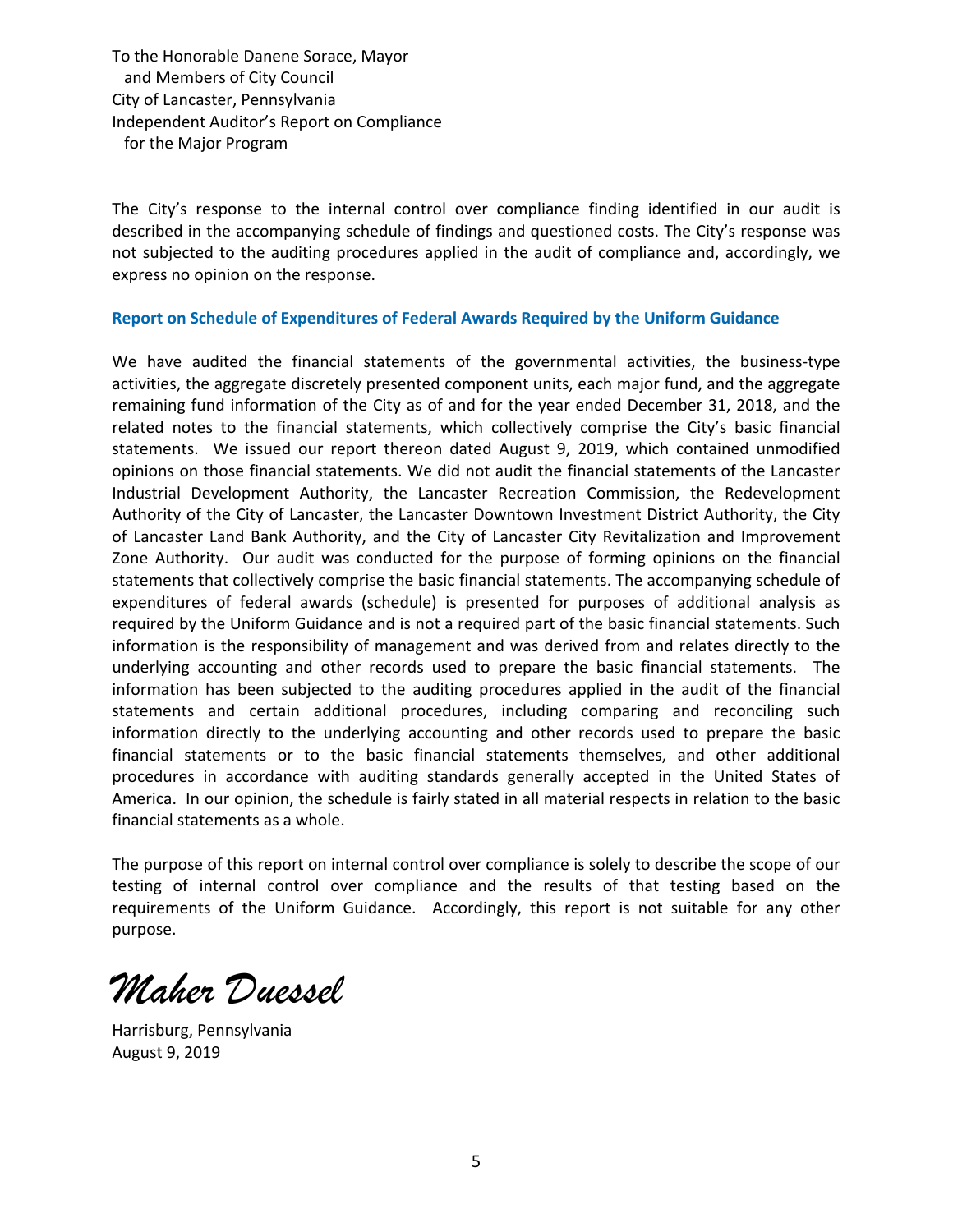To the Honorable Danene Sorace, Mayor
and Members of City Council
City of Lancaster, Pennsylvania
Independent Auditor's Report on Compliance
for the Major Program

The City's response to the internal control over compliance finding identified in our audit is described in the accompanying schedule of findings and questioned costs. The City's response was not subjected to the auditing procedures applied in the audit of compliance and, accordingly, we express no opinion on the response.

**Report on Schedule of Expenditures of Federal Awards Required by the Uniform Guidance**

We have audited the financial statements of the governmental activities, the business-type activities, the aggregate discretely presented component units, each major fund, and the aggregate remaining fund information of the City as of and for the year ended December 31, 2018, and the related notes to the financial statements, which collectively comprise the City's basic financial statements. We issued our report thereon dated August 9, 2019, which contained unmodified opinions on those financial statements. We did not audit the financial statements of the Lancaster Industrial Development Authority, the Lancaster Recreation Commission, the Redevelopment Authority of the City of Lancaster, the Lancaster Downtown Investment District Authority, the City of Lancaster Land Bank Authority, and the City of Lancaster City Revitalization and Improvement Zone Authority. Our audit was conducted for the purpose of forming opinions on the financial statements that collectively comprise the basic financial statements. The accompanying schedule of expenditures of federal awards (schedule) is presented for purposes of additional analysis as required by the Uniform Guidance and is not a required part of the basic financial statements. Such information is the responsibility of management and was derived from and relates directly to the underlying accounting and other records used to prepare the basic financial statements. The information has been subjected to the auditing procedures applied in the audit of the financial statements and certain additional procedures, including comparing and reconciling such information directly to the underlying accounting and other records used to prepare the basic financial statements or to the basic financial statements themselves, and other additional procedures in accordance with auditing standards generally accepted in the United States of America. In our opinion, the schedule is fairly stated in all material respects in relation to the basic financial statements as a whole.

The purpose of this report on internal control over compliance is solely to describe the scope of our testing of internal control over compliance and the results of that testing based on the requirements of the Uniform Guidance. Accordingly, this report is not suitable for any other purpose.

*Maher Duessel*

Harrisburg, Pennsylvania
August 9, 2019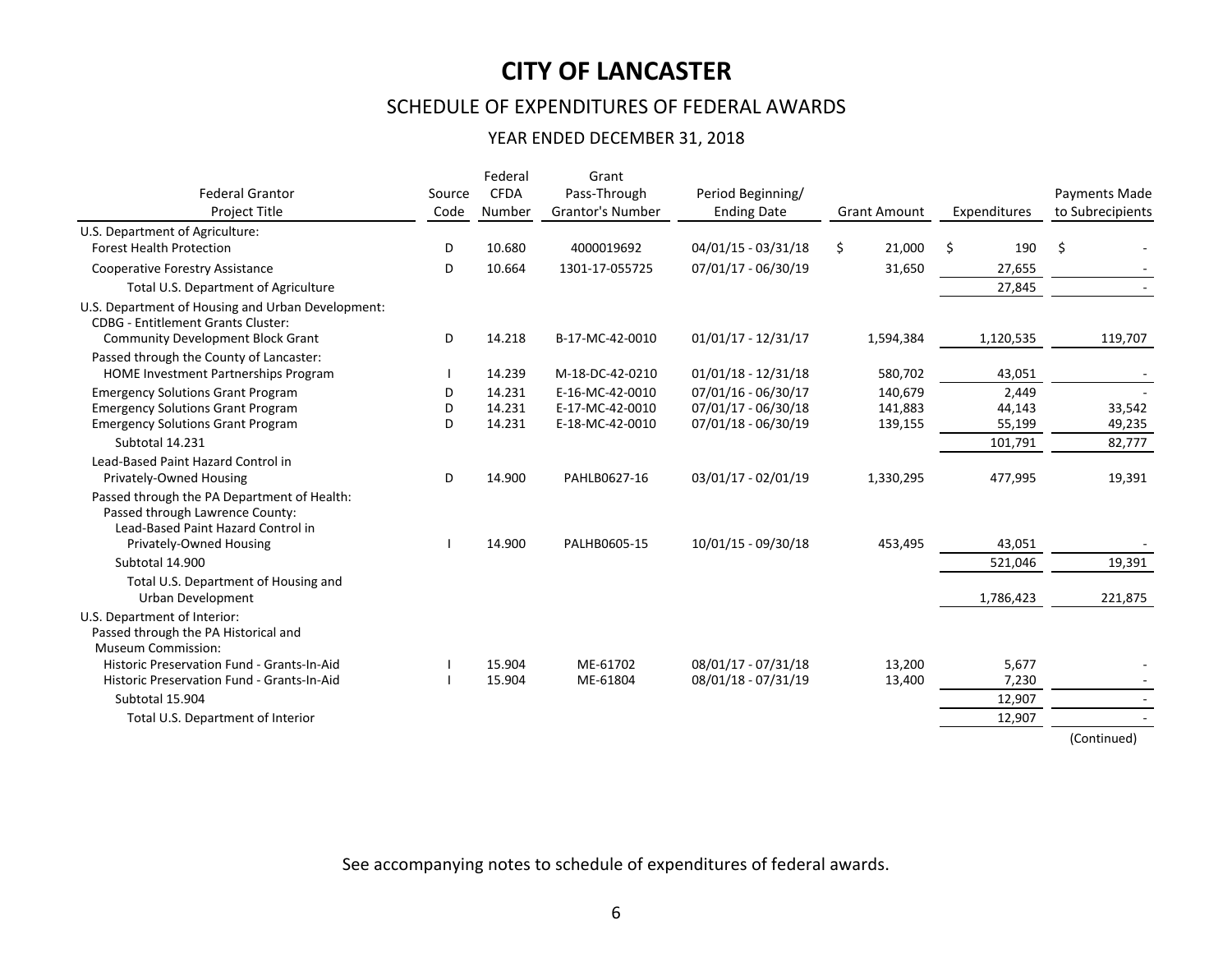# CITY OF LANCASTER

## SCHEDULE OF EXPENDITURES OF FEDERAL AWARDS

### YEAR ENDED DECEMBER 31, 2018

| Federal Grantor Project Title | Source Code | Federal CFDA Number | Grant Pass-Through Grantor's Number | Period Beginning/ Ending Date | Grant Amount | Expenditures | Payments Made to Subrecipients |
|---|---|---|---|---|---|---|---|
| U.S. Department of Agriculture: | | | | | | | |
| Forest Health Protection | D | 10.680 | 4000019692 | 04/01/15 - 03/31/18 | $ 21,000 | $ 190 | $ - |
| Cooperative Forestry Assistance | D | 10.664 | 1301-17-055725 | 07/01/17 - 06/30/19 | 31,650 | 27,655 | - |
| Total U.S. Department of Agriculture | | | | | | 27,845 | - |
| U.S. Department of Housing and Urban Development: | | | | | | | |
| CDBG - Entitlement Grants Cluster: | | | | | | | |
| Community Development Block Grant | D | 14.218 | B-17-MC-42-0010 | 01/01/17 - 12/31/17 | 1,594,384 | 1,120,535 | 119,707 |
| Passed through the County of Lancaster: | | | | | | | |
| HOME Investment Partnerships Program | I | 14.239 | M-18-DC-42-0210 | 01/01/18 - 12/31/18 | 580,702 | 43,051 | - |
| Emergency Solutions Grant Program | D | 14.231 | E-16-MC-42-0010 | 07/01/16 - 06/30/17 | 140,679 | 2,449 | - |
| Emergency Solutions Grant Program | D | 14.231 | E-17-MC-42-0010 | 07/01/17 - 06/30/18 | 141,883 | 44,143 | 33,542 |
| Emergency Solutions Grant Program | D | 14.231 | E-18-MC-42-0010 | 07/01/18 - 06/30/19 | 139,155 | 55,199 | 49,235 |
| Subtotal 14.231 | | | | | | 101,791 | 82,777 |
| Lead-Based Paint Hazard Control in Privately-Owned Housing | D | 14.900 | PAHLB0627-16 | 03/01/17 - 02/01/19 | 1,330,295 | 477,995 | 19,391 |
| Passed through the PA Department of Health: | | | | | | | |
| Passed through Lawrence County: | | | | | | | |
| Lead-Based Paint Hazard Control in Privately-Owned Housing | I | 14.900 | PALHB0605-15 | 10/01/15 - 09/30/18 | 453,495 | 43,051 | - |
| Subtotal 14.900 | | | | | | 521,046 | 19,391 |
| Total U.S. Department of Housing and Urban Development | | | | | | 1,786,423 | 221,875 |
| U.S. Department of Interior: | | | | | | | |
| Passed through the PA Historical and Museum Commission: | | | | | | | |
| Historic Preservation Fund - Grants-In-Aid | I | 15.904 | ME-61702 | 08/01/17 - 07/31/18 | 13,200 | 5,677 | - |
| Historic Preservation Fund - Grants-In-Aid | I | 15.904 | ME-61804 | 08/01/18 - 07/31/19 | 13,400 | 7,230 | - |
| Subtotal 15.904 | | | | | | 12,907 | - |
| Total U.S. Department of Interior | | | | | | 12,907 | - |

(Continued)

See accompanying notes to schedule of expenditures of federal awards.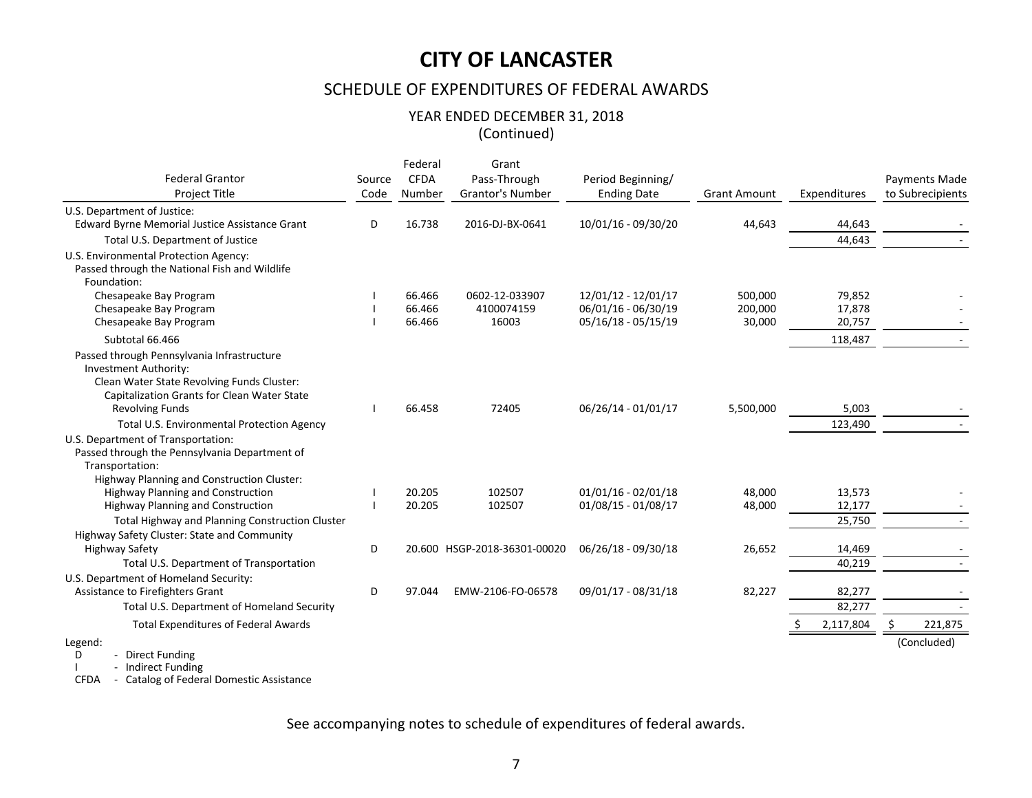# CITY OF LANCASTER

## SCHEDULE OF EXPENDITURES OF FEDERAL AWARDS

### YEAR ENDED DECEMBER 31, 2018
(Continued)

| Federal Grantor Project Title | Source Code | Federal CFDA Number | Grant Pass-Through Grantor's Number | Period Beginning/ Ending Date | Grant Amount | Expenditures | Payments Made to Subrecipients |
|---|---|---|---|---|---|---|---|
| U.S. Department of Justice: | | | | | | | |
| Edward Byrne Memorial Justice Assistance Grant | D | 16.738 | 2016-DJ-BX-0641 | 10/01/16 - 09/30/20 | 44,643 | 44,643 | - |
| Total U.S. Department of Justice | | | | | | 44,643 | - |
| U.S. Environmental Protection Agency: | | | | | | | |
| Passed through the National Fish and Wildlife Foundation: | | | | | | | |
| Chesapeake Bay Program | I | 66.466 | 0602-12-033907 | 12/01/12 - 12/01/17 | 500,000 | 79,852 | - |
| Chesapeake Bay Program | I | 66.466 | 4100074159 | 06/01/16 - 06/30/19 | 200,000 | 17,878 | - |
| Chesapeake Bay Program | I | 66.466 | 16003 | 05/16/18 - 05/15/19 | 30,000 | 20,757 | - |
| Subtotal 66.466 | | | | | | 118,487 | - |
| Passed through Pennsylvania Infrastructure Investment Authority: | | | | | | | |
| Clean Water State Revolving Funds Cluster: | | | | | | | |
| Capitalization Grants for Clean Water State Revolving Funds | I | 66.458 | 72405 | 06/26/14 - 01/01/17 | 5,500,000 | 5,003 | - |
| Total U.S. Environmental Protection Agency | | | | | | 123,490 | - |
| U.S. Department of Transportation: | | | | | | | |
| Passed through the Pennsylvania Department of Transportation: | | | | | | | |
| Highway Planning and Construction Cluster: | | | | | | | |
| Highway Planning and Construction | I | 20.205 | 102507 | 01/01/16 - 02/01/18 | 48,000 | 13,573 | - |
| Highway Planning and Construction | I | 20.205 | 102507 | 01/08/15 - 01/08/17 | 48,000 | 12,177 | - |
| Total Highway and Planning Construction Cluster | | | | | | 25,750 | - |
| Highway Safety Cluster: State and Community Highway Safety | D | 20.600 | HSGP-2018-36301-00020 | 06/26/18 - 09/30/18 | 26,652 | 14,469 | - |
| Total U.S. Department of Transportation | | | | | | 40,219 | - |
| U.S. Department of Homeland Security: | | | | | | | |
| Assistance to Firefighters Grant | D | 97.044 | EMW-2106-FO-06578 | 09/01/17 - 08/31/18 | 82,227 | 82,277 | - |
| Total U.S. Department of Homeland Security | | | | | | 82,277 | - |
| Total Expenditures of Federal Awards | | | | | | $ 2,117,804 | $ 221,875 |

(Concluded)

Legend:
- D - Direct Funding
- I - Indirect Funding
- CFDA - Catalog of Federal Domestic Assistance

See accompanying notes to schedule of expenditures of federal awards.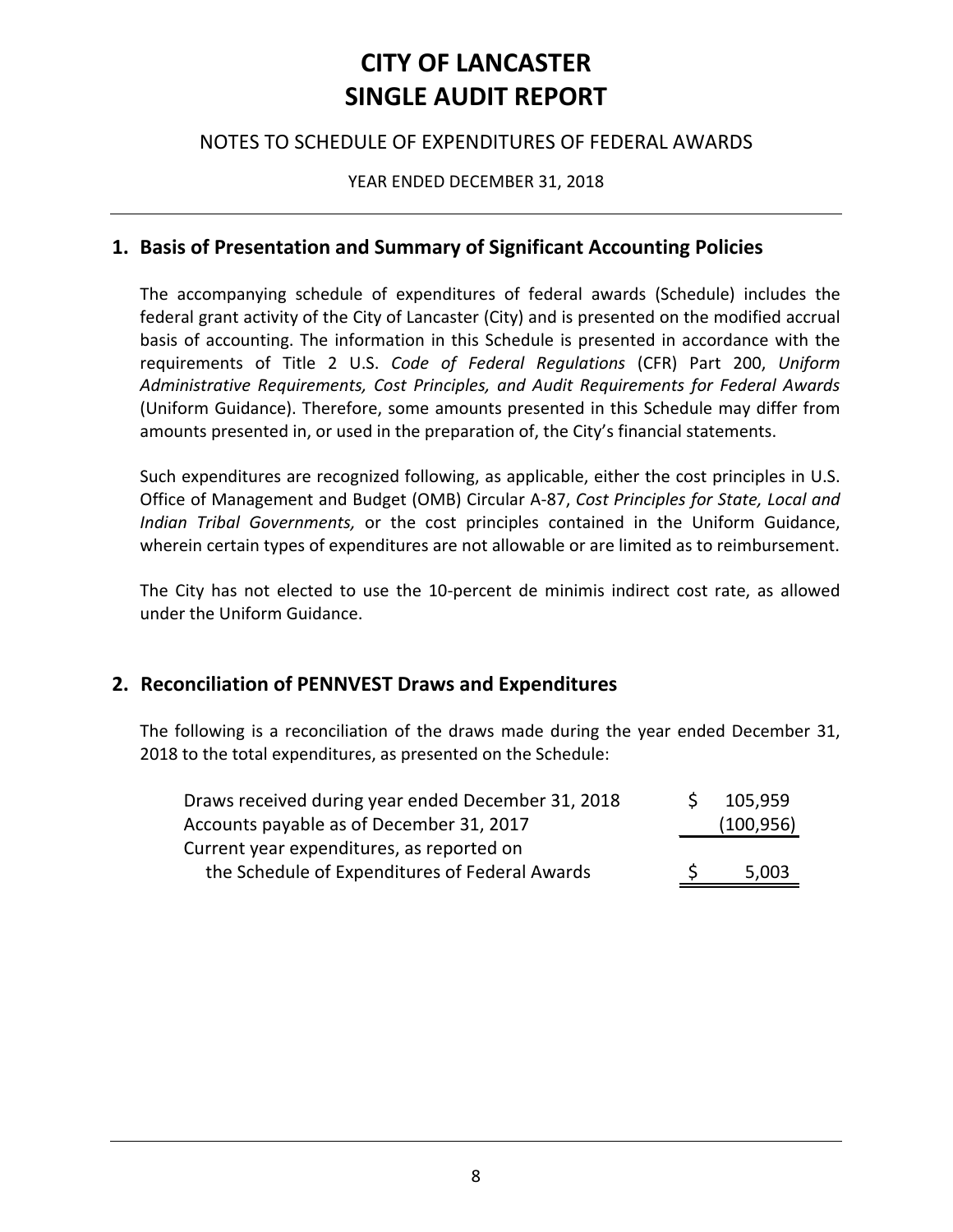# CITY OF LANCASTER
# SINGLE AUDIT REPORT

NOTES TO SCHEDULE OF EXPENDITURES OF FEDERAL AWARDS

YEAR ENDED DECEMBER 31, 2018

## 1. Basis of Presentation and Summary of Significant Accounting Policies

The accompanying schedule of expenditures of federal awards (Schedule) includes the federal grant activity of the City of Lancaster (City) and is presented on the modified accrual basis of accounting. The information in this Schedule is presented in accordance with the requirements of Title 2 U.S. *Code of Federal Regulations* (CFR) Part 200, *Uniform Administrative Requirements, Cost Principles, and Audit Requirements for Federal Awards* (Uniform Guidance). Therefore, some amounts presented in this Schedule may differ from amounts presented in, or used in the preparation of, the City's financial statements.

Such expenditures are recognized following, as applicable, either the cost principles in U.S. Office of Management and Budget (OMB) Circular A-87, *Cost Principles for State, Local and Indian Tribal Governments,* or the cost principles contained in the Uniform Guidance, wherein certain types of expenditures are not allowable or are limited as to reimbursement.

The City has not elected to use the 10-percent de minimis indirect cost rate, as allowed under the Uniform Guidance.

## 2. Reconciliation of PENNVEST Draws and Expenditures

The following is a reconciliation of the draws made during the year ended December 31, 2018 to the total expenditures, as presented on the Schedule:

| | |
|---|---|
| Draws received during year ended December 31, 2018 | $ 105,959 |
| Accounts payable as of December 31, 2017 | (100,956) |
| Current year expenditures, as reported on the Schedule of Expenditures of Federal Awards | $ 5,003 |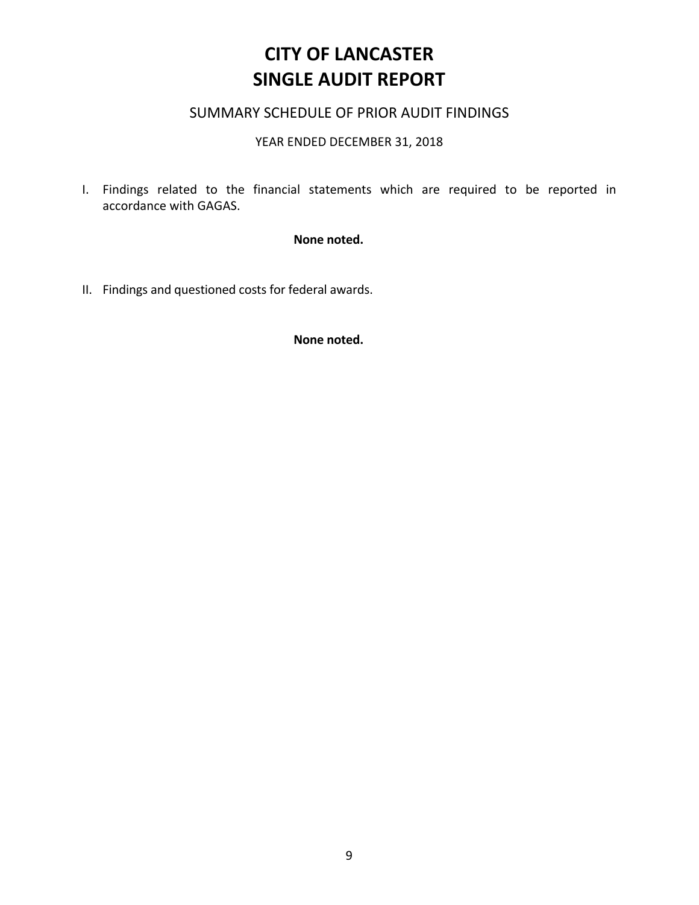# CITY OF LANCASTER
# SINGLE AUDIT REPORT

## SUMMARY SCHEDULE OF PRIOR AUDIT FINDINGS

YEAR ENDED DECEMBER 31, 2018

I. Findings related to the financial statements which are required to be reported in accordance with GAGAS.

**None noted.**

II. Findings and questioned costs for federal awards.

**None noted.**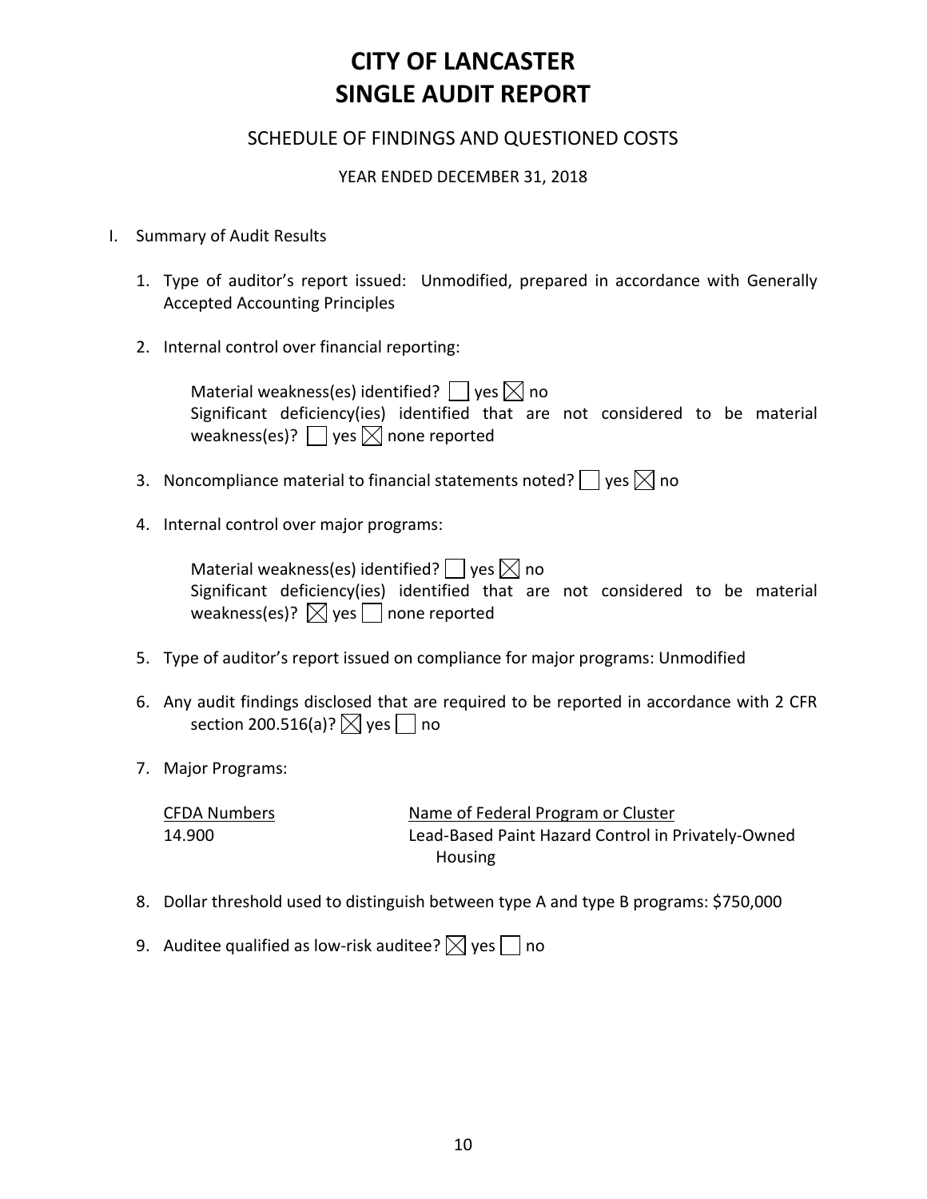# CITY OF LANCASTER
# SINGLE AUDIT REPORT

## SCHEDULE OF FINDINGS AND QUESTIONED COSTS

YEAR ENDED DECEMBER 31, 2018

I. Summary of Audit Results

1. Type of auditor's report issued: Unmodified, prepared in accordance with Generally Accepted Accounting Principles

2. Internal control over financial reporting:

   Material weakness(es) identified? ☐ yes ☒ no
   Significant deficiency(ies) identified that are not considered to be material weakness(es)? ☐ yes ☒ none reported

3. Noncompliance material to financial statements noted? ☐ yes ☒ no

4. Internal control over major programs:

   Material weakness(es) identified? ☐ yes ☒ no
   Significant deficiency(ies) identified that are not considered to be material weakness(es)? ☒ yes ☐ none reported

5. Type of auditor's report issued on compliance for major programs: Unmodified

6. Any audit findings disclosed that are required to be reported in accordance with 2 CFR section 200.516(a)? ☒ yes ☐ no

7. Major Programs:

| CFDA Numbers | Name of Federal Program or Cluster |
| --- | --- |
| 14.900 | Lead-Based Paint Hazard Control in Privately-Owned Housing |

8. Dollar threshold used to distinguish between type A and type B programs: $750,000

9. Auditee qualified as low-risk auditee? ☒ yes ☐ no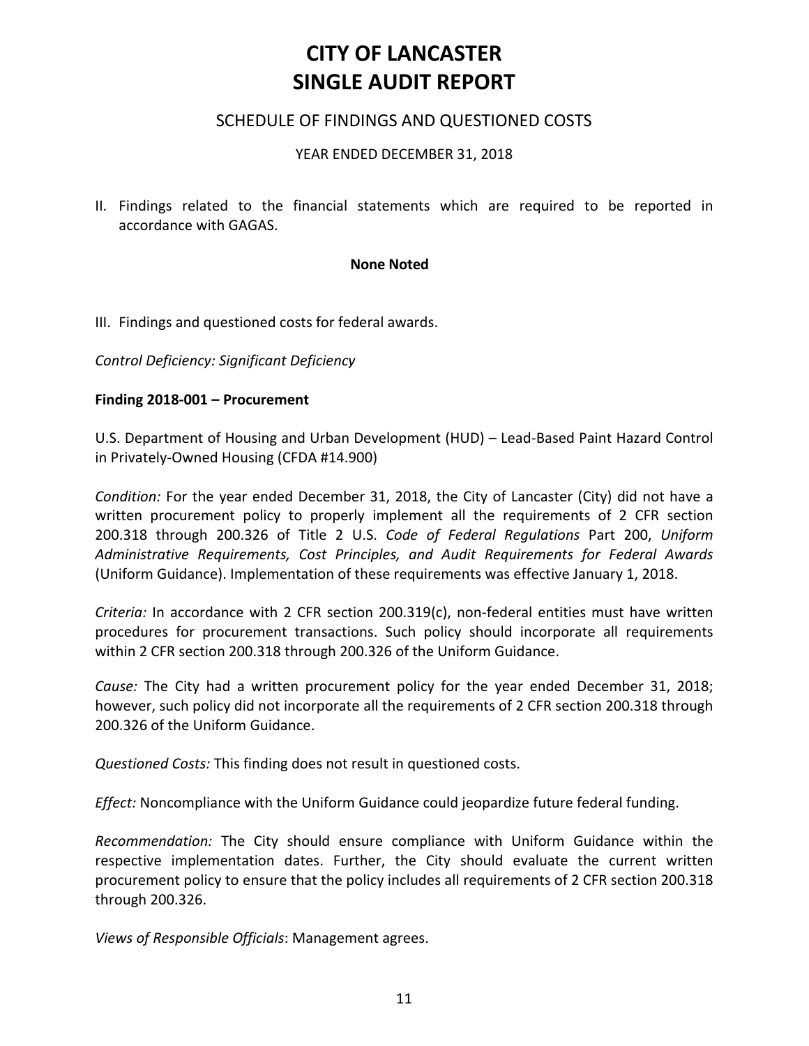# CITY OF LANCASTER
# SINGLE AUDIT REPORT

## SCHEDULE OF FINDINGS AND QUESTIONED COSTS

YEAR ENDED DECEMBER 31, 2018

II. Findings related to the financial statements which are required to be reported in accordance with GAGAS.

**None Noted**

III. Findings and questioned costs for federal awards.

*Control Deficiency: Significant Deficiency*

**Finding 2018-001 – Procurement**

U.S. Department of Housing and Urban Development (HUD) – Lead-Based Paint Hazard Control in Privately-Owned Housing (CFDA #14.900)

*Condition:* For the year ended December 31, 2018, the City of Lancaster (City) did not have a written procurement policy to properly implement all the requirements of 2 CFR section 200.318 through 200.326 of Title 2 U.S. *Code of Federal Regulations* Part 200, *Uniform Administrative Requirements, Cost Principles, and Audit Requirements for Federal Awards* (Uniform Guidance). Implementation of these requirements was effective January 1, 2018.

*Criteria:* In accordance with 2 CFR section 200.319(c), non-federal entities must have written procedures for procurement transactions. Such policy should incorporate all requirements within 2 CFR section 200.318 through 200.326 of the Uniform Guidance.

*Cause:* The City had a written procurement policy for the year ended December 31, 2018; however, such policy did not incorporate all the requirements of 2 CFR section 200.318 through 200.326 of the Uniform Guidance.

*Questioned Costs:* This finding does not result in questioned costs.

*Effect:* Noncompliance with the Uniform Guidance could jeopardize future federal funding.

*Recommendation:* The City should ensure compliance with Uniform Guidance within the respective implementation dates. Further, the City should evaluate the current written procurement policy to ensure that the policy includes all requirements of 2 CFR section 200.318 through 200.326.

*Views of Responsible Officials*: Management agrees.